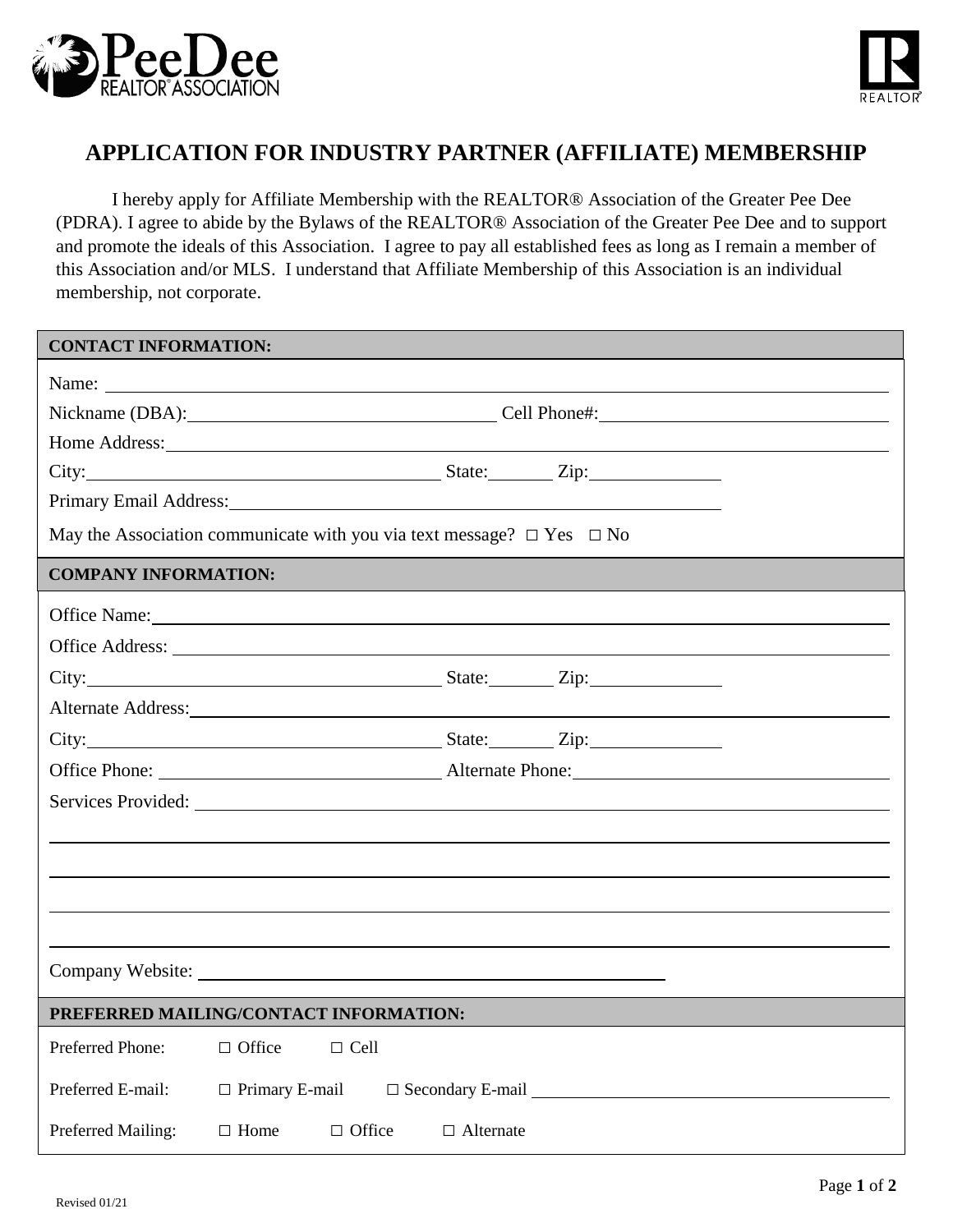# APPLICATION FOR INDUSTRY PARTNER (AFFILIATE) MEMBERSHIP

I hereby apply for Affiliate Membership with the REALTOR® Association of the Greater Pee Dee (PDRA). I agree to abide by the Bylaws of the REALTOR® Association of the Greater Pee Dee and to support and promote the ideals of this Association. I agree to pay all established fees as long as I remain a member of this Association and/or MLS. I understand that Affiliate Membership of this Association is an individual membership, not corporate.

## CONTACT INFORMATION:

Name: ______________________________

Nickname (DBA): ______________________ Cell Phone#: ______________________

Home Address: ______________________________

City: ______________________ State: ________ Zip: ____________

Primary Email Address: ______________________________

May the Association communicate with you via text message? ☐ Yes ☐ No

## COMPANY INFORMATION:

Office Name: ______________________________

Office Address: ______________________________

City: ______________________ State: ________ Zip: ____________

Alternate Address: ______________________________

City: ______________________ State: ________ Zip: ____________

Office Phone: ______________________ Alternate Phone: ______________________

Services Provided: ______________________________

______________________________

______________________________

______________________________

______________________________

Company Website: ______________________________

## PREFERRED MAILING/CONTACT INFORMATION:

Preferred Phone: ☐ Office ☐ Cell

Preferred E-mail: ☐ Primary E-mail ☐ Secondary E-mail ______________________

Preferred Mailing: ☐ Home ☐ Office ☐ Alternate

Revised 01/21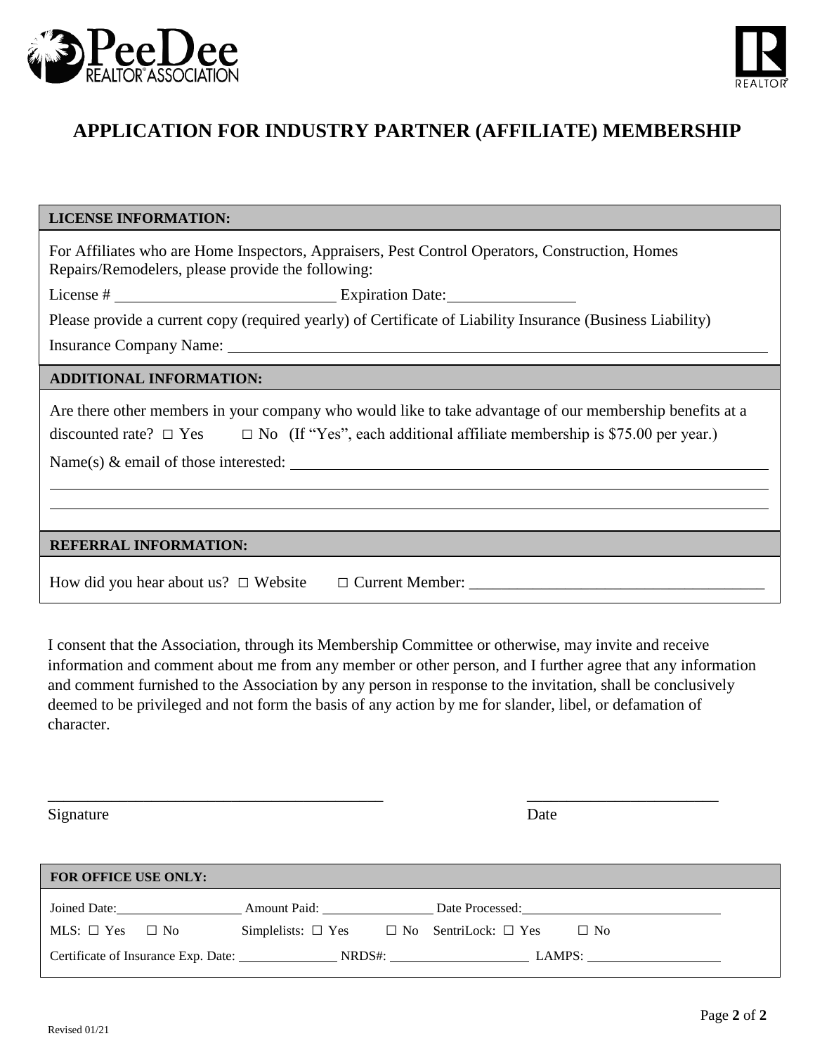## APPLICATION FOR INDUSTRY PARTNER (AFFILIATE) MEMBERSHIP

**LICENSE INFORMATION:**

For Affiliates who are Home Inspectors, Appraisers, Pest Control Operators, Construction, Homes Repairs/Remodelers, please provide the following:

License # ____________________________ Expiration Date: ________________

Please provide a current copy (required yearly) of Certificate of Liability Insurance (Business Liability)

Insurance Company Name: ____________________________________________________________________

**ADDITIONAL INFORMATION:**

Are there other members in your company who would like to take advantage of our membership benefits at a discounted rate? ☐ Yes ☐ No (If "Yes", each additional affiliate membership is $75.00 per year.)

Name(s) & email of those interested: ____________________________________________________________

______________________________________________________________________________________________

______________________________________________________________________________________________

**REFERRAL INFORMATION:**

How did you hear about us? ☐ Website ☐ Current Member: _____________________________________

I consent that the Association, through its Membership Committee or otherwise, may invite and receive information and comment about me from any member or other person, and I further agree that any information and comment furnished to the Association by any person in response to the invitation, shall be conclusively deemed to be privileged and not form the basis of any action by me for slander, libel, or defamation of character.

___________________________________________ ________________________

Signature Date

**FOR OFFICE USE ONLY:**

Joined Date: __________________ Amount Paid: ________________ Date Processed: ____________________________

MLS: ☐ Yes ☐ No Simplelists: ☐ Yes ☐ No SentriLock: ☐ Yes ☐ No

Certificate of Insurance Exp. Date: ______________ NRDS#: ____________________ LAMPS: ____________________

Revised 01/21